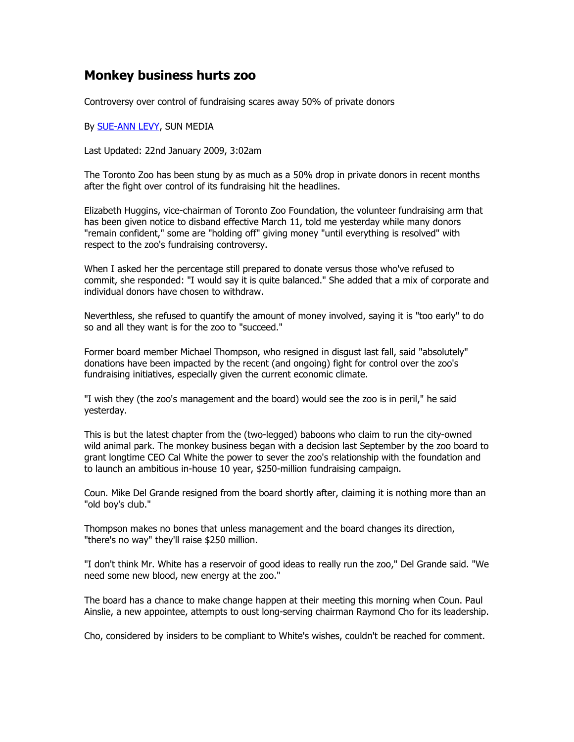# Monkey business hurts zoo

Controversy over control of fundraising scares away 50% of private donors

By [SUE-ANN LEVY](), SUN MEDIA

Last Updated: 22nd January 2009, 3:02am

The Toronto Zoo has been stung by as much as a 50% drop in private donors in recent months after the fight over control of its fundraising hit the headlines.

Elizabeth Huggins, vice-chairman of Toronto Zoo Foundation, the volunteer fundraising arm that has been given notice to disband effective March 11, told me yesterday while many donors "remain confident," some are "holding off" giving money "until everything is resolved" with respect to the zoo's fundraising controversy.

When I asked her the percentage still prepared to donate versus those who've refused to commit, she responded: "I would say it is quite balanced." She added that a mix of corporate and individual donors have chosen to withdraw.

Neverthless, she refused to quantify the amount of money involved, saying it is "too early" to do so and all they want is for the zoo to "succeed."

Former board member Michael Thompson, who resigned in disgust last fall, said "absolutely" donations have been impacted by the recent (and ongoing) fight for control over the zoo's fundraising initiatives, especially given the current economic climate.

"I wish they (the zoo's management and the board) would see the zoo is in peril," he said yesterday.

This is but the latest chapter from the (two-legged) baboons who claim to run the city-owned wild animal park. The monkey business began with a decision last September by the zoo board to grant longtime CEO Cal White the power to sever the zoo's relationship with the foundation and to launch an ambitious in-house 10 year, $250-million fundraising campaign.

Coun. Mike Del Grande resigned from the board shortly after, claiming it is nothing more than an "old boy's club."

Thompson makes no bones that unless management and the board changes its direction, "there's no way" they'll raise $250 million.

"I don't think Mr. White has a reservoir of good ideas to really run the zoo," Del Grande said. "We need some new blood, new energy at the zoo."

The board has a chance to make change happen at their meeting this morning when Coun. Paul Ainslie, a new appointee, attempts to oust long-serving chairman Raymond Cho for its leadership.

Cho, considered by insiders to be compliant to White's wishes, couldn't be reached for comment.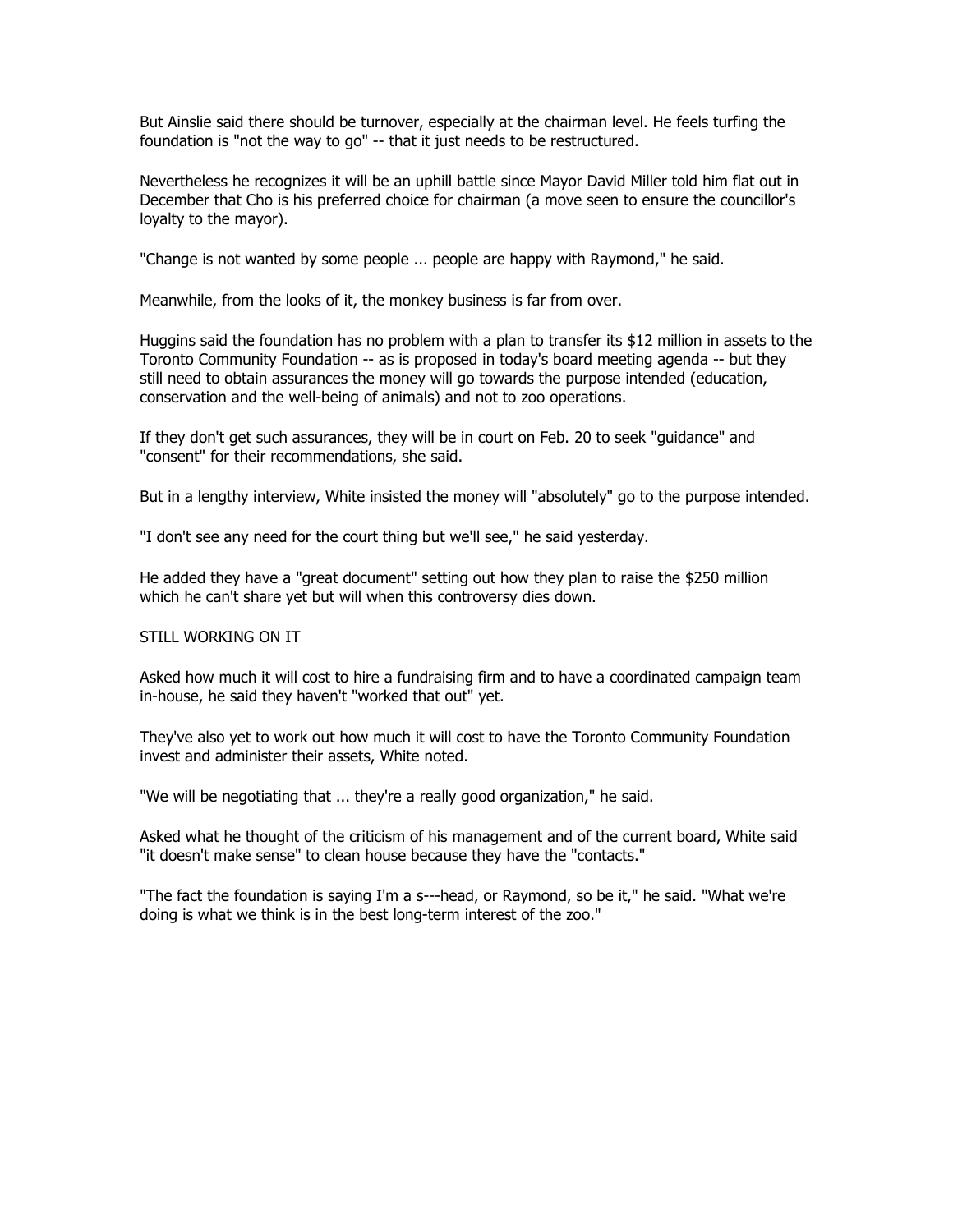But Ainslie said there should be turnover, especially at the chairman level. He feels turfing the foundation is "not the way to go" -- that it just needs to be restructured.

Nevertheless he recognizes it will be an uphill battle since Mayor David Miller told him flat out in December that Cho is his preferred choice for chairman (a move seen to ensure the councillor's loyalty to the mayor).

"Change is not wanted by some people ... people are happy with Raymond," he said.

Meanwhile, from the looks of it, the monkey business is far from over.

Huggins said the foundation has no problem with a plan to transfer its $12 million in assets to the Toronto Community Foundation -- as is proposed in today's board meeting agenda -- but they still need to obtain assurances the money will go towards the purpose intended (education, conservation and the well-being of animals) and not to zoo operations.

If they don't get such assurances, they will be in court on Feb. 20 to seek "guidance" and "consent" for their recommendations, she said.

But in a lengthy interview, White insisted the money will "absolutely" go to the purpose intended.

"I don't see any need for the court thing but we'll see," he said yesterday.

He added they have a "great document" setting out how they plan to raise the $250 million which he can't share yet but will when this controversy dies down.

STILL WORKING ON IT

Asked how much it will cost to hire a fundraising firm and to have a coordinated campaign team in-house, he said they haven't "worked that out" yet.

They've also yet to work out how much it will cost to have the Toronto Community Foundation invest and administer their assets, White noted.

"We will be negotiating that ... they're a really good organization," he said.

Asked what he thought of the criticism of his management and of the current board, White said "it doesn't make sense" to clean house because they have the "contacts."

"The fact the foundation is saying I'm a s---head, or Raymond, so be it," he said. "What we're doing is what we think is in the best long-term interest of the zoo."